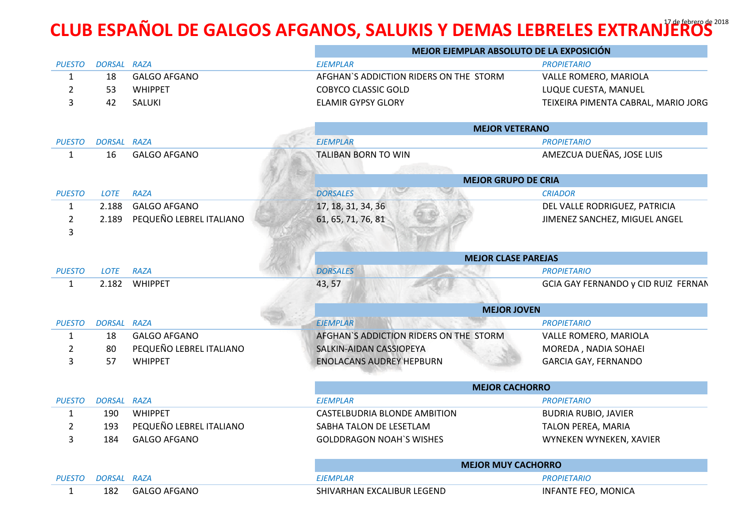# CLUB ESPAÑOL DE GALGOS AFGANOS, SALUKIS Y DEMAS LEBRELES EXTRANJEROS

17 de febrero de 2018

## MEJOR EJEMPLAR ABSOLUTO DE LA EXPOSICIÓN

| *PUESTO* | *DORSAL* | *RAZA* | *EJEMPLAR* | *PROPIETARIO* |
|---|---|---|---|---|
| 1 | 18 | GALGO AFGANO | AFGHAN`S ADDICTION RIDERS ON THE STORM | VALLE ROMERO, MARIOLA |
| 2 | 53 | WHIPPET | COBYCO CLASSIC GOLD | LUQUE CUESTA, MANUEL |
| 3 | 42 | SALUKI | ELAMIR GYPSY GLORY | TEIXEIRA PIMENTA CABRAL, MARIO JORG |

## MEJOR VETERANO

| *PUESTO* | *DORSAL* | *RAZA* | *EJEMPLAR* | *PROPIETARIO* |
|---|---|---|---|---|
| 1 | 16 | GALGO AFGANO | TALIBAN BORN TO WIN | AMEZCUA DUEÑAS, JOSE LUIS |

## MEJOR GRUPO DE CRIA

| *PUESTO* | *LOTE* | *RAZA* | *DORSALES* | *CRIADOR* |
|---|---|---|---|---|
| 1 | 2.188 | GALGO AFGANO | 17, 18, 31, 34, 36 | DEL VALLE RODRIGUEZ, PATRICIA |
| 2 | 2.189 | PEQUEÑO LEBREL ITALIANO | 61, 65, 71, 76, 81 | JIMENEZ SANCHEZ, MIGUEL ANGEL |
| 3 | | | | |

## MEJOR CLASE PAREJAS

| *PUESTO* | *LOTE* | *RAZA* | *DORSALES* | *PROPIETARIO* |
|---|---|---|---|---|
| 1 | 2.182 | WHIPPET | 43, 57 | GCIA GAY FERNANDO y CID RUIZ FERNAN |

## MEJOR JOVEN

| *PUESTO* | *DORSAL* | *RAZA* | *EJEMPLAR* | *PROPIETARIO* |
|---|---|---|---|---|
| 1 | 18 | GALGO AFGANO | AFGHAN`S ADDICTION RIDERS ON THE STORM | VALLE ROMERO, MARIOLA |
| 2 | 80 | PEQUEÑO LEBREL ITALIANO | SALKIN-AIDAN CASSIOPEYA | MOREDA , NADIA SOHAEI |
| 3 | 57 | WHIPPET | ENOLACANS AUDREY HEPBURN | GARCIA GAY, FERNANDO |

## MEJOR CACHORRO

| *PUESTO* | *DORSAL* | *RAZA* | *EJEMPLAR* | *PROPIETARIO* |
|---|---|---|---|---|
| 1 | 190 | WHIPPET | CASTELBUDRIA BLONDE AMBITION | BUDRIA RUBIO, JAVIER |
| 2 | 193 | PEQUEÑO LEBREL ITALIANO | SABHA TALON DE LESETLAM | TALON PEREA, MARIA |
| 3 | 184 | GALGO AFGANO | GOLDDRAGON NOAH`S WISHES | WYNEKEN WYNEKEN, XAVIER |

## MEJOR MUY CACHORRO

| *PUESTO* | *DORSAL* | *RAZA* | *EJEMPLAR* | *PROPIETARIO* |
|---|---|---|---|---|
| 1 | 182 | GALGO AFGANO | SHIVARHAN EXCALIBUR LEGEND | INFANTE FEO, MONICA |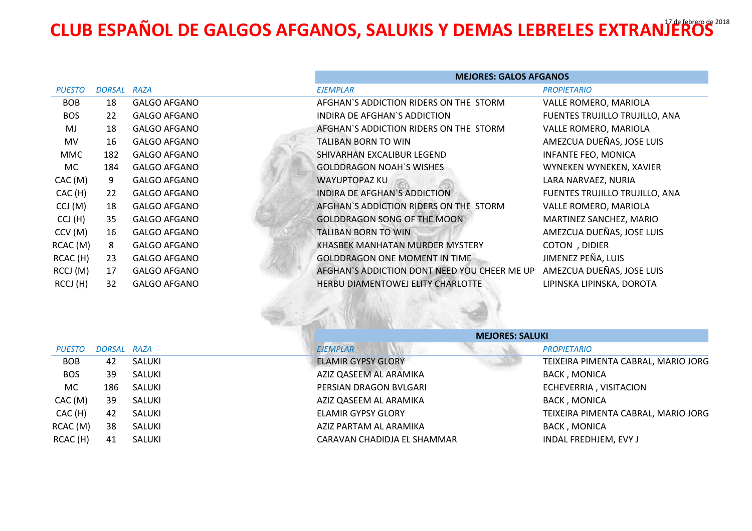# CLUB ESPAÑOL DE GALGOS AFGANOS, SALUKIS Y DEMAS LEBRELES EXTRANJEROS

17 de febrero de 2018

| PUESTO | DORSAL | RAZA | MEJORES: GALOS AFGANOS | |
|---|---|---|---|---|
| | | | EJEMPLAR | PROPIETARIO |
| BOB | 18 | GALGO AFGANO | AFGHAN`S ADDICTION RIDERS ON THE STORM | VALLE ROMERO, MARIOLA |
| BOS | 22 | GALGO AFGANO | INDIRA DE AFGHAN`S ADDICTION | FUENTES TRUJILLO TRUJILLO, ANA |
| MJ | 18 | GALGO AFGANO | AFGHAN`S ADDICTION RIDERS ON THE STORM | VALLE ROMERO, MARIOLA |
| MV | 16 | GALGO AFGANO | TALIBAN BORN TO WIN | AMEZCUA DUEÑAS, JOSE LUIS |
| MMC | 182 | GALGO AFGANO | SHIVARHAN EXCALIBUR LEGEND | INFANTE FEO, MONICA |
| MC | 184 | GALGO AFGANO | GOLDDRAGON NOAH`S WISHES | WYNEKEN WYNEKEN, XAVIER |
| CAC (M) | 9 | GALGO AFGANO | WAYUPTOPAZ KU | LARA NARVAEZ, NURIA |
| CAC (H) | 22 | GALGO AFGANO | INDIRA DE AFGHAN`S ADDICTION | FUENTES TRUJILLO TRUJILLO, ANA |
| CCJ (M) | 18 | GALGO AFGANO | AFGHAN`S ADDICTION RIDERS ON THE STORM | VALLE ROMERO, MARIOLA |
| CCJ (H) | 35 | GALGO AFGANO | GOLDDRAGON SONG OF THE MOON | MARTINEZ SANCHEZ, MARIO |
| CCV (M) | 16 | GALGO AFGANO | TALIBAN BORN TO WIN | AMEZCUA DUEÑAS, JOSE LUIS |
| RCAC (M) | 8 | GALGO AFGANO | KHASBEK MANHATAN MURDER MYSTERY | COTON , DIDIER |
| RCAC (H) | 23 | GALGO AFGANO | GOLDDRAGON ONE MOMENT IN TIME | JIMENEZ PEÑA, LUIS |
| RCCJ (M) | 17 | GALGO AFGANO | AFGHAN`S ADDICTION DONT NEED YOU CHEER ME UP | AMEZCUA DUEÑAS, JOSE LUIS |
| RCCJ (H) | 32 | GALGO AFGANO | HERBU DIAMENTOWEJ ELITY CHARLOTTE | LIPINSKA LIPINSKA, DOROTA |

| PUESTO | DORSAL | RAZA | MEJORES: SALUKI | |
|---|---|---|---|---|
| | | | EJEMPLAR | PROPIETARIO |
| BOB | 42 | SALUKI | ELAMIR GYPSY GLORY | TEIXEIRA PIMENTA CABRAL, MARIO JORG |
| BOS | 39 | SALUKI | AZIZ QASEEM AL ARAMIKA | BACK , MONICA |
| MC | 186 | SALUKI | PERSIAN DRAGON BVLGARI | ECHEVERRIA , VISITACION |
| CAC (M) | 39 | SALUKI | AZIZ QASEEM AL ARAMIKA | BACK , MONICA |
| CAC (H) | 42 | SALUKI | ELAMIR GYPSY GLORY | TEIXEIRA PIMENTA CABRAL, MARIO JORG |
| RCAC (M) | 38 | SALUKI | AZIZ PARTAM AL ARAMIKA | BACK , MONICA |
| RCAC (H) | 41 | SALUKI | CARAVAN CHADIDJA EL SHAMMAR | INDAL FREDHJEM, EVY J |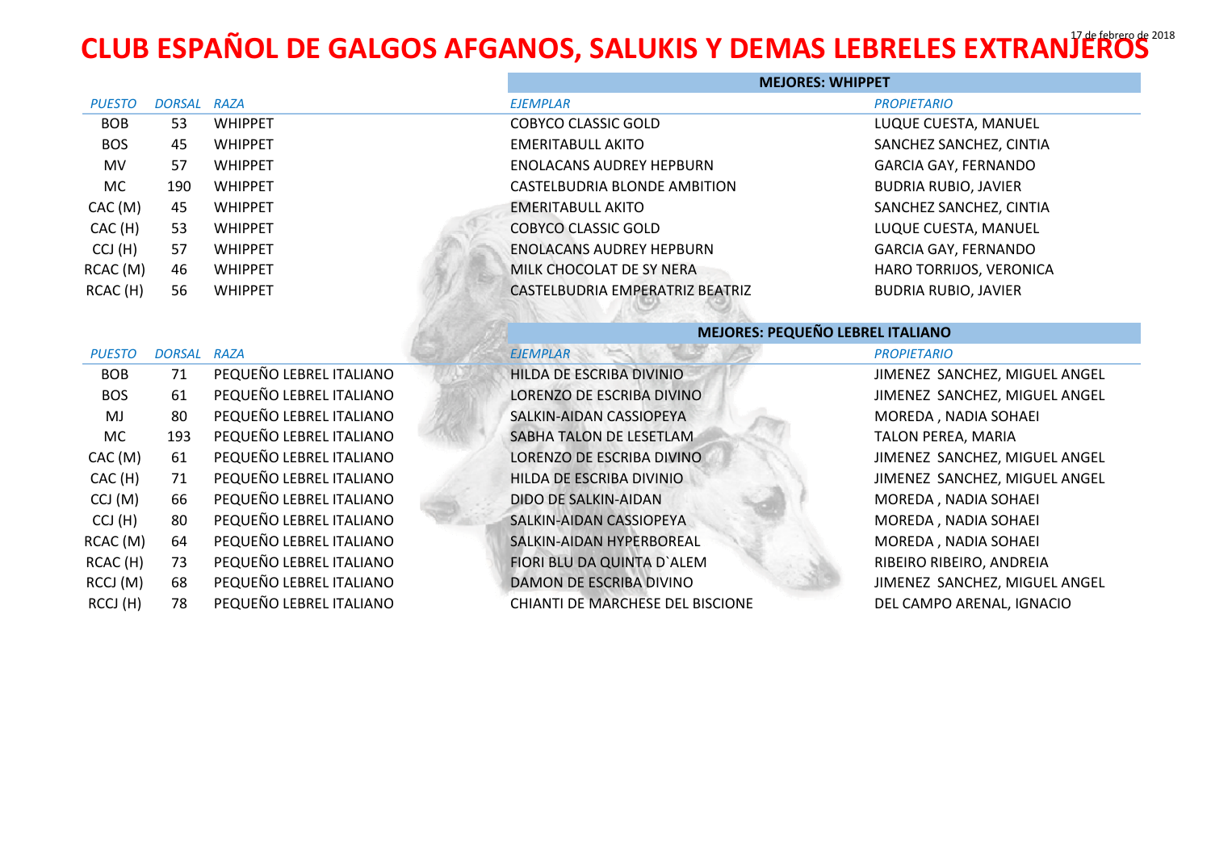# CLUB ESPAÑOL DE GALGOS AFGANOS, SALUKIS Y DEMAS LEBRELES EXTRANJEROS

17 de febrero de 2018

**MEJORES: WHIPPET**

| PUESTO | DORSAL | RAZA | EJEMPLAR | PROPIETARIO |
|---|---|---|---|---|
| BOB | 53 | WHIPPET | COBYCO CLASSIC GOLD | LUQUE CUESTA, MANUEL |
| BOS | 45 | WHIPPET | EMERITABULL AKITO | SANCHEZ SANCHEZ, CINTIA |
| MV | 57 | WHIPPET | ENOLACANS AUDREY HEPBURN | GARCIA GAY, FERNANDO |
| MC | 190 | WHIPPET | CASTELBUDRIA BLONDE AMBITION | BUDRIA RUBIO, JAVIER |
| CAC (M) | 45 | WHIPPET | EMERITABULL AKITO | SANCHEZ SANCHEZ, CINTIA |
| CAC (H) | 53 | WHIPPET | COBYCO CLASSIC GOLD | LUQUE CUESTA, MANUEL |
| CCJ (H) | 57 | WHIPPET | ENOLACANS AUDREY HEPBURN | GARCIA GAY, FERNANDO |
| RCAC (M) | 46 | WHIPPET | MILK CHOCOLAT DE SY NERA | HARO TORRIJOS, VERONICA |
| RCAC (H) | 56 | WHIPPET | CASTELBUDRIA EMPERATRIZ BEATRIZ | BUDRIA RUBIO, JAVIER |

**MEJORES: PEQUEÑO LEBREL ITALIANO**

| PUESTO | DORSAL | RAZA | EJEMPLAR | PROPIETARIO |
|---|---|---|---|---|
| BOB | 71 | PEQUEÑO LEBREL ITALIANO | HILDA DE ESCRIBA DIVINIO | JIMENEZ SANCHEZ, MIGUEL ANGEL |
| BOS | 61 | PEQUEÑO LEBREL ITALIANO | LORENZO DE ESCRIBA DIVINO | JIMENEZ SANCHEZ, MIGUEL ANGEL |
| MJ | 80 | PEQUEÑO LEBREL ITALIANO | SALKIN-AIDAN CASSIOPEYA | MOREDA , NADIA SOHAEI |
| MC | 193 | PEQUEÑO LEBREL ITALIANO | SABHA TALON DE LESETLAM | TALON PEREA, MARIA |
| CAC (M) | 61 | PEQUEÑO LEBREL ITALIANO | LORENZO DE ESCRIBA DIVINO | JIMENEZ SANCHEZ, MIGUEL ANGEL |
| CAC (H) | 71 | PEQUEÑO LEBREL ITALIANO | HILDA DE ESCRIBA DIVINIO | JIMENEZ SANCHEZ, MIGUEL ANGEL |
| CCJ (M) | 66 | PEQUEÑO LEBREL ITALIANO | DIDO DE SALKIN-AIDAN | MOREDA , NADIA SOHAEI |
| CCJ (H) | 80 | PEQUEÑO LEBREL ITALIANO | SALKIN-AIDAN CASSIOPEYA | MOREDA , NADIA SOHAEI |
| RCAC (M) | 64 | PEQUEÑO LEBREL ITALIANO | SALKIN-AIDAN HYPERBOREAL | MOREDA , NADIA SOHAEI |
| RCAC (H) | 73 | PEQUEÑO LEBREL ITALIANO | FIORI BLU DA QUINTA D`ALEM | RIBEIRO RIBEIRO, ANDREIA |
| RCCJ (M) | 68 | PEQUEÑO LEBREL ITALIANO | DAMON DE ESCRIBA DIVINO | JIMENEZ SANCHEZ, MIGUEL ANGEL |
| RCCJ (H) | 78 | PEQUEÑO LEBREL ITALIANO | CHIANTI DE MARCHESE DEL BISCIONE | DEL CAMPO ARENAL, IGNACIO |